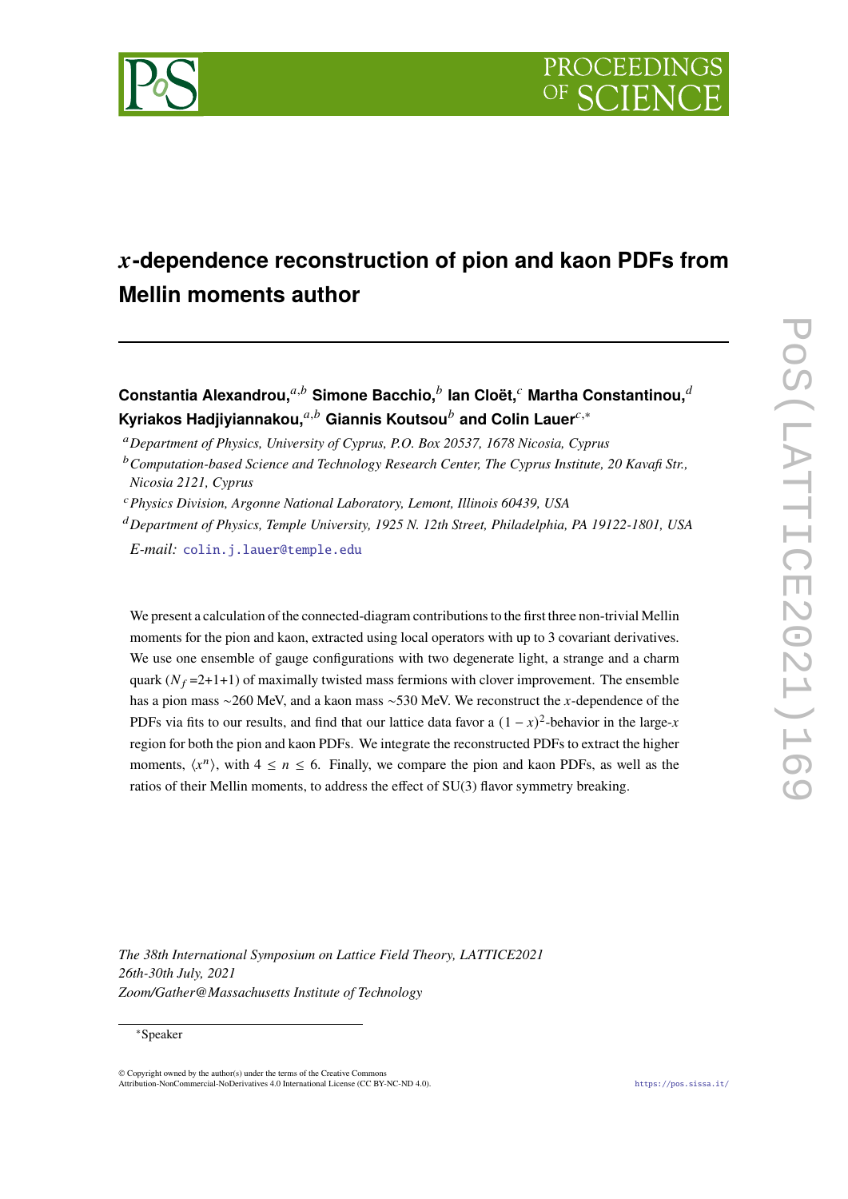# $x$-dependence reconstruction of pion and kaon PDFs from Mellin moments author

**Constantia Alexandrou,**[a,b] **Simone Bacchio,**[b] **Ian Cloët,**[c] **Martha Constantinou,**[d] **Kyriakos Hadjiyiannakou,**[a,b] **Giannis Koutsou**[b] **and Colin Lauer**[c,*]

[a] *Department of Physics, University of Cyprus, P.O. Box 20537, 1678 Nicosia, Cyprus*

[b] *Computation-based Science and Technology Research Center, The Cyprus Institute, 20 Kavafi Str., Nicosia 2121, Cyprus*

[c] *Physics Division, Argonne National Laboratory, Lemont, Illinois 60439, USA*

[d] *Department of Physics, Temple University, 1925 N. 12th Street, Philadelphia, PA 19122-1801, USA*

*E-mail:* colin.j.lauer@temple.edu

We present a calculation of the connected-diagram contributions to the first three non-trivial Mellin moments for the pion and kaon, extracted using local operators with up to 3 covariant derivatives. We use one ensemble of gauge configurations with two degenerate light, a strange and a charm quark ($N_f$ =2+1+1) of maximally twisted mass fermions with clover improvement. The ensemble has a pion mass ~260 MeV, and a kaon mass ~530 MeV. We reconstruct the $x$-dependence of the PDFs via fits to our results, and find that our lattice data favor a $(1-x)^2$-behavior in the large-$x$ region for both the pion and kaon PDFs. We integrate the reconstructed PDFs to extract the higher moments, $\langle x^n \rangle$, with $4 \leq n \leq 6$. Finally, we compare the pion and kaon PDFs, as well as the ratios of their Mellin moments, to address the effect of SU(3) flavor symmetry breaking.

*The 38th International Symposium on Lattice Field Theory, LATTICE2021*
*26th-30th July, 2021*
*Zoom/Gather@Massachusetts Institute of Technology*

*Speaker

© Copyright owned by the author(s) under the terms of the Creative Commons Attribution-NonCommercial-NoDerivatives 4.0 International License (CC BY-NC-ND 4.0).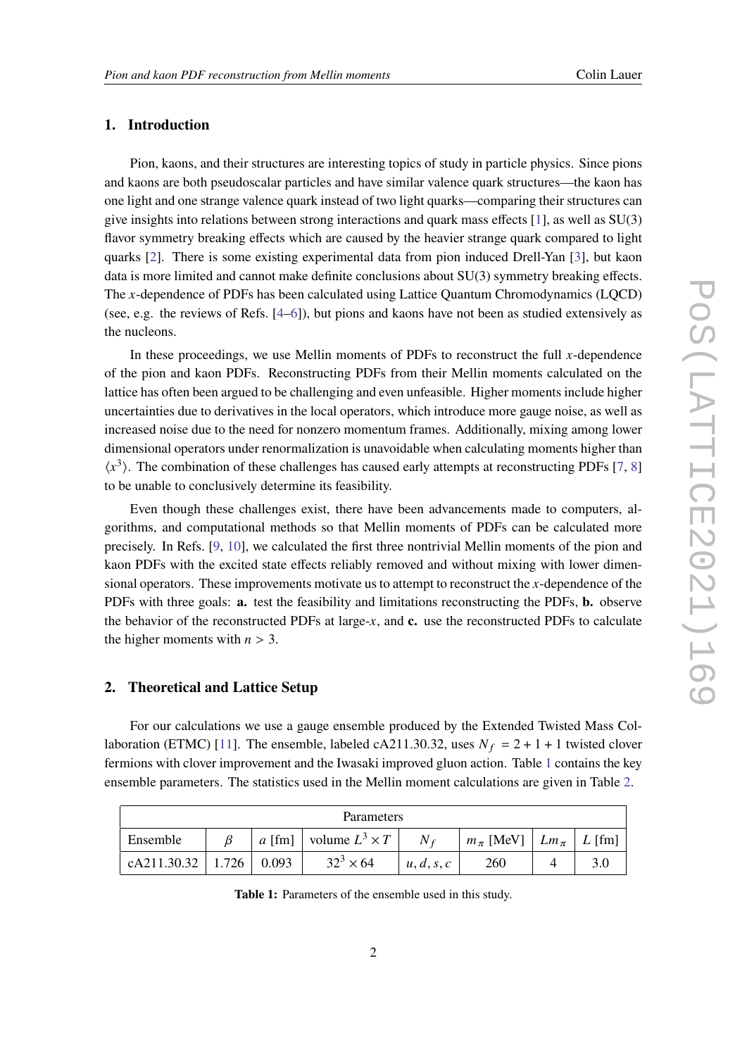## 1. Introduction

Pion, kaons, and their structures are interesting topics of study in particle physics. Since pions and kaons are both pseudoscalar particles and have similar valence quark structures—the kaon has one light and one strange valence quark instead of two light quarks—comparing their structures can give insights into relations between strong interactions and quark mass effects [1], as well as SU(3) flavor symmetry breaking effects which are caused by the heavier strange quark compared to light quarks [2]. There is some existing experimental data from pion induced Drell-Yan [3], but kaon data is more limited and cannot make definite conclusions about SU(3) symmetry breaking effects. The $x$-dependence of PDFs has been calculated using Lattice Quantum Chromodynamics (LQCD) (see, e.g. the reviews of Refs. [4–6]), but pions and kaons have not been as studied extensively as the nucleons.

In these proceedings, we use Mellin moments of PDFs to reconstruct the full $x$-dependence of the pion and kaon PDFs. Reconstructing PDFs from their Mellin moments calculated on the lattice has often been argued to be challenging and even unfeasible. Higher moments include higher uncertainties due to derivatives in the local operators, which introduce more gauge noise, as well as increased noise due to the need for nonzero momentum frames. Additionally, mixing among lower dimensional operators under renormalization is unavoidable when calculating moments higher than $\langle x^3 \rangle$. The combination of these challenges has caused early attempts at reconstructing PDFs [7, 8] to be unable to conclusively determine its feasibility.

Even though these challenges exist, there have been advancements made to computers, algorithms, and computational methods so that Mellin moments of PDFs can be calculated more precisely. In Refs. [9, 10], we calculated the first three nontrivial Mellin moments of the pion and kaon PDFs with the excited state effects reliably removed and without mixing with lower dimensional operators. These improvements motivate us to attempt to reconstruct the $x$-dependence of the PDFs with three goals: **a.** test the feasibility and limitations reconstructing the PDFs, **b.** observe the behavior of the reconstructed PDFs at large-$x$, and **c.** use the reconstructed PDFs to calculate the higher moments with $n > 3$.

## 2. Theoretical and Lattice Setup

For our calculations we use a gauge ensemble produced by the Extended Twisted Mass Collaboration (ETMC) [11]. The ensemble, labeled cA211.30.32, uses $N_f = 2 + 1 + 1$ twisted clover fermions with clover improvement and the Iwasaki improved gluon action. Table 1 contains the key ensemble parameters. The statistics used in the Mellin moment calculations are given in Table 2.

| Parameters | | | | | | | |
|---|---|---|---|---|---|---|---|
| Ensemble | $\beta$ | $a$ [fm] | volume $L^3 \times T$ | $N_f$ | $m_\pi$ [MeV] | $Lm_\pi$ | $L$ [fm] |
| cA211.30.32 | 1.726 | 0.093 | $32^3 \times 64$ | $u, d, s, c$ | 260 | 4 | 3.0 |

**Table 1:** Parameters of the ensemble used in this study.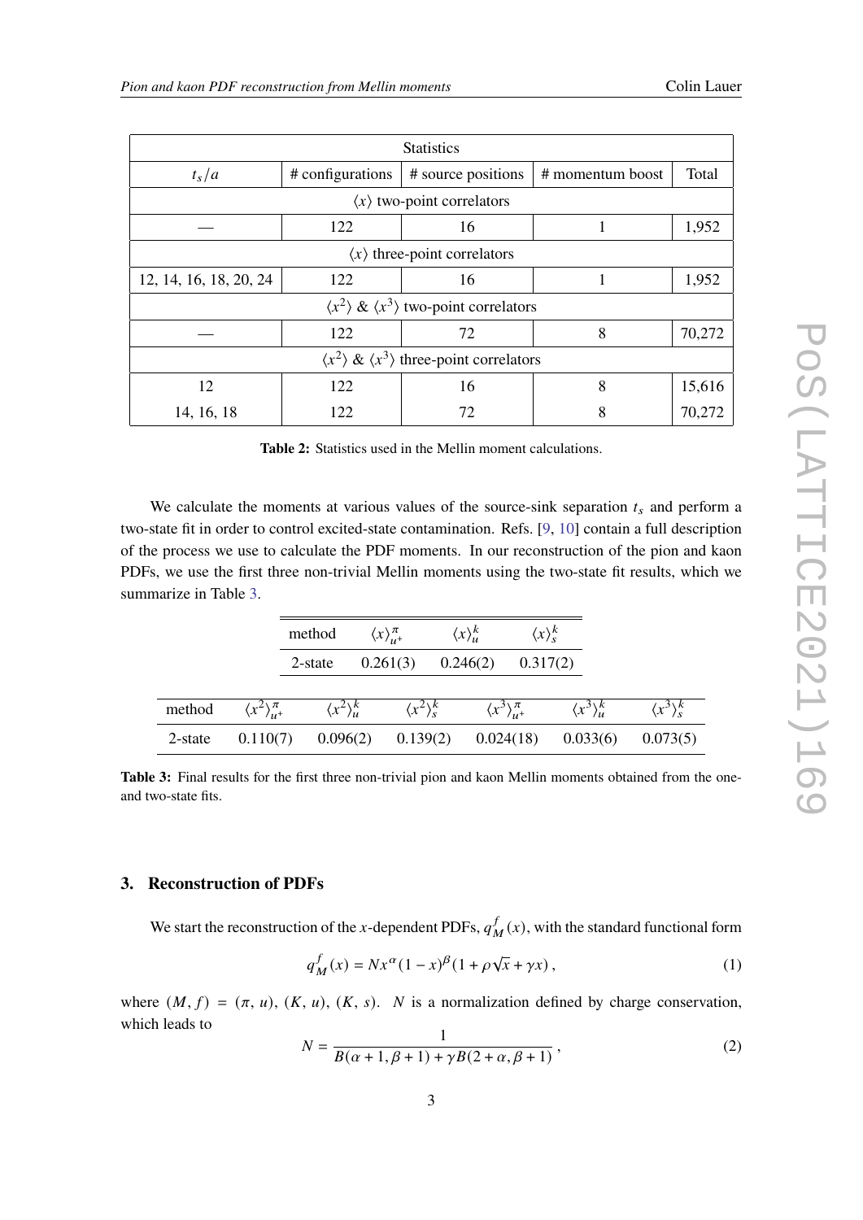| Statistics | | | | |
|---|---|---|---|---|
| $t_s/a$ | # configurations | # source positions | # momentum boost | Total |
| $\langle x \rangle$ two-point correlators | | | | |
| — | 122 | 16 | 1 | 1,952 |
| $\langle x \rangle$ three-point correlators | | | | |
| 12, 14, 16, 18, 20, 24 | 122 | 16 | 1 | 1,952 |
| $\langle x^2 \rangle$ & $\langle x^3 \rangle$ two-point correlators | | | | |
| — | 122 | 72 | 8 | 70,272 |
| $\langle x^2 \rangle$ & $\langle x^3 \rangle$ three-point correlators | | | | |
| 12 | 122 | 16 | 8 | 15,616 |
| 14, 16, 18 | 122 | 72 | 8 | 70,272 |

**Table 2:** Statistics used in the Mellin moment calculations.

We calculate the moments at various values of the source-sink separation $t_s$ and perform a two-state fit in order to control excited-state contamination. Refs. [9, 10] contain a full description of the process we use to calculate the PDF moments. In our reconstruction of the pion and kaon PDFs, we use the first three non-trivial Mellin moments using the two-state fit results, which we summarize in Table 3.

| method | $\langle x \rangle^{\pi}_{u^+}$ | $\langle x \rangle^{k}_{u}$ | $\langle x \rangle^{k}_{s}$ |
|---|---|---|---|
| 2-state | 0.261(3) | 0.246(2) | 0.317(2) |

| method | $\langle x^2 \rangle^{\pi}_{u^+}$ | $\langle x^2 \rangle^{k}_{u}$ | $\langle x^2 \rangle^{k}_{s}$ | $\langle x^3 \rangle^{\pi}_{u^+}$ | $\langle x^3 \rangle^{k}_{u}$ | $\langle x^3 \rangle^{k}_{s}$ |
|---|---|---|---|---|---|---|
| 2-state | 0.110(7) | 0.096(2) | 0.139(2) | 0.024(18) | 0.033(6) | 0.073(5) |

**Table 3:** Final results for the first three non-trivial pion and kaon Mellin moments obtained from the one- and two-state fits.

## 3. Reconstruction of PDFs

We start the reconstruction of the $x$-dependent PDFs, $q^f_M(x)$, with the standard functional form

$$q^f_M(x) = N x^{\alpha}(1-x)^{\beta}(1 + \rho\sqrt{x} + \gamma x)\,, \tag{1}$$

where $(M, f) = (\pi, u)$, $(K, u)$, $(K, s)$. $N$ is a normalization defined by charge conservation, which leads to

$$N = \frac{1}{B(\alpha+1, \beta+1) + \gamma B(2+\alpha, \beta+1)}\,, \tag{2}$$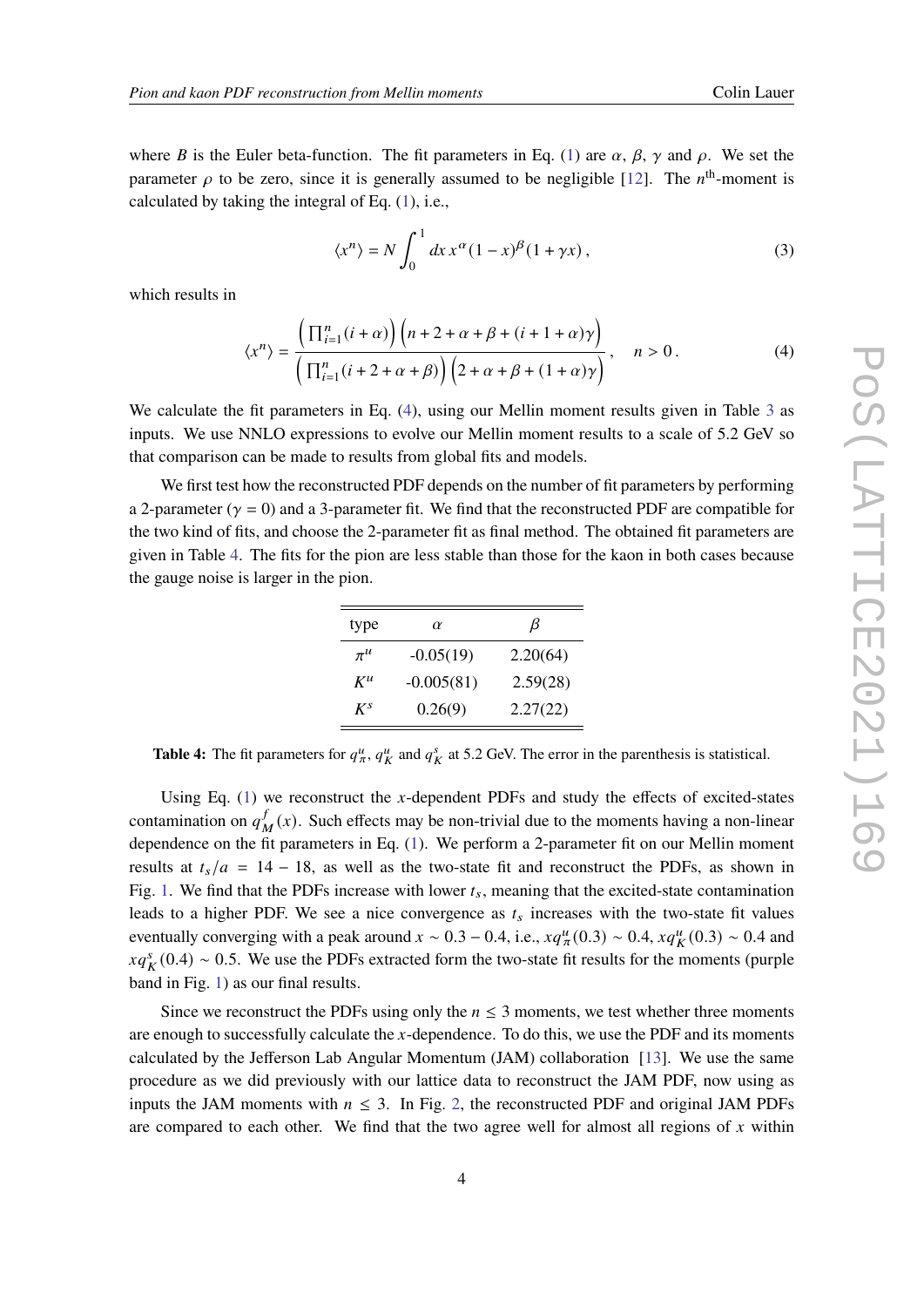where $B$ is the Euler beta-function. The fit parameters in Eq. (1) are $\alpha$, $\beta$, $\gamma$ and $\rho$. We set the parameter $\rho$ to be zero, since it is generally assumed to be negligible [12]. The $n^{\text{th}}$-moment is calculated by taking the integral of Eq. (1), i.e.,

$$\langle x^n \rangle = N \int_0^1 dx\, x^{\alpha}(1-x)^{\beta}(1+\gamma x)\,, \tag{3}$$

which results in

$$\langle x^n \rangle = \frac{\left(\prod_{i=1}^{n}(i+\alpha)\right)\left(n+2+\alpha+\beta+(i+1+\alpha)\gamma\right)}{\left(\prod_{i=1}^{n}(i+2+\alpha+\beta)\right)\left(2+\alpha+\beta+(1+\alpha)\gamma\right)}\,, \quad n>0\,. \tag{4}$$

We calculate the fit parameters in Eq. (4), using our Mellin moment results given in Table 3 as inputs. We use NNLO expressions to evolve our Mellin moment results to a scale of 5.2 GeV so that comparison can be made to results from global fits and models.

We first test how the reconstructed PDF depends on the number of fit parameters by performing a 2-parameter ($\gamma = 0$) and a 3-parameter fit. We find that the reconstructed PDF are compatible for the two kind of fits, and choose the 2-parameter fit as final method. The obtained fit parameters are given in Table 4. The fits for the pion are less stable than those for the kaon in both cases because the gauge noise is larger in the pion.

| type | $\alpha$ | $\beta$ |
|---|---|---|
| $\pi^u$ | -0.05(19) | 2.20(64) |
| $K^u$ | -0.005(81) | 2.59(28) |
| $K^s$ | 0.26(9) | 2.27(22) |

**Table 4:** The fit parameters for $q_\pi^u$, $q_K^u$ and $q_K^s$ at 5.2 GeV. The error in the parenthesis is statistical.

Using Eq. (1) we reconstruct the $x$-dependent PDFs and study the effects of excited-states contamination on $q_M^f(x)$. Such effects may be non-trivial due to the moments having a non-linear dependence on the fit parameters in Eq. (1). We perform a 2-parameter fit on our Mellin moment results at $t_s/a = 14-18$, as well as the two-state fit and reconstruct the PDFs, as shown in Fig. 1. We find that the PDFs increase with lower $t_s$, meaning that the excited-state contamination leads to a higher PDF. We see a nice convergence as $t_s$ increases with the two-state fit values eventually converging with a peak around $x \sim 0.3-0.4$, i.e., $xq_\pi^u(0.3) \sim 0.4$, $xq_K^u(0.3) \sim 0.4$ and $xq_K^s(0.4) \sim 0.5$. We use the PDFs extracted form the two-state fit results for the moments (purple band in Fig. 1) as our final results.

Since we reconstruct the PDFs using only the $n \leq 3$ moments, we test whether three moments are enough to successfully calculate the $x$-dependence. To do this, we use the PDF and its moments calculated by the Jefferson Lab Angular Momentum (JAM) collaboration [13]. We use the same procedure as we did previously with our lattice data to reconstruct the JAM PDF, now using as inputs the JAM moments with $n \leq 3$. In Fig. 2, the reconstructed PDF and original JAM PDFs are compared to each other. We find that the two agree well for almost all regions of $x$ within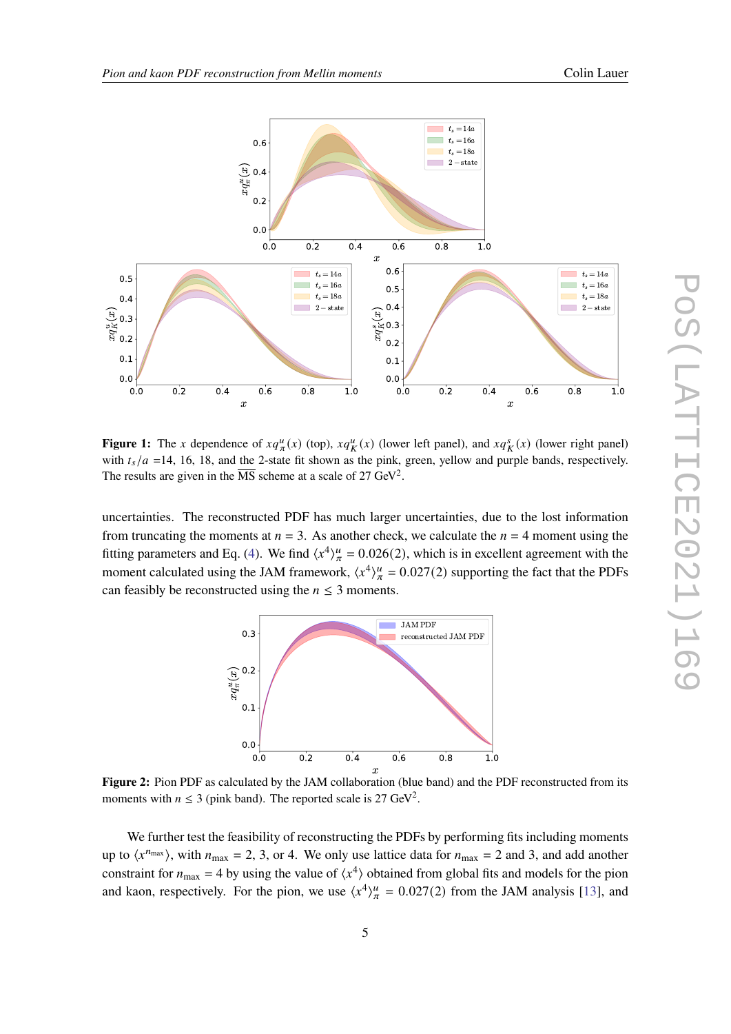**Figure 1:** The $x$ dependence of $xq^u_\pi(x)$ (top), $xq^u_K(x)$ (lower left panel), and $xq^s_K(x)$ (lower right panel) with $t_s/a$ =14, 16, 18, and the 2-state fit shown as the pink, green, yellow and purple bands, respectively. The results are given in the $\overline{\text{MS}}$ scheme at a scale of 27 GeV$^2$.

uncertainties. The reconstructed PDF has much larger uncertainties, due to the lost information from truncating the moments at $n = 3$. As another check, we calculate the $n = 4$ moment using the fitting parameters and Eq. (4). We find $\langle x^4 \rangle^u_\pi = 0.026(2)$, which is in excellent agreement with the moment calculated using the JAM framework, $\langle x^4 \rangle^u_\pi = 0.027(2)$ supporting the fact that the PDFs can feasibly be reconstructed using the $n \leq 3$ moments.

**Figure 2:** Pion PDF as calculated by the JAM collaboration (blue band) and the PDF reconstructed from its moments with $n \leq 3$ (pink band). The reported scale is 27 GeV$^2$.

We further test the feasibility of reconstructing the PDFs by performing fits including moments up to $\langle x^{n_{\max}} \rangle$, with $n_{\max} = 2$, 3, or 4. We only use lattice data for $n_{\max} = 2$ and 3, and add another constraint for $n_{\max} = 4$ by using the value of $\langle x^4 \rangle$ obtained from global fits and models for the pion and kaon, respectively. For the pion, we use $\langle x^4 \rangle^u_\pi = 0.027(2)$ from the JAM analysis [13], and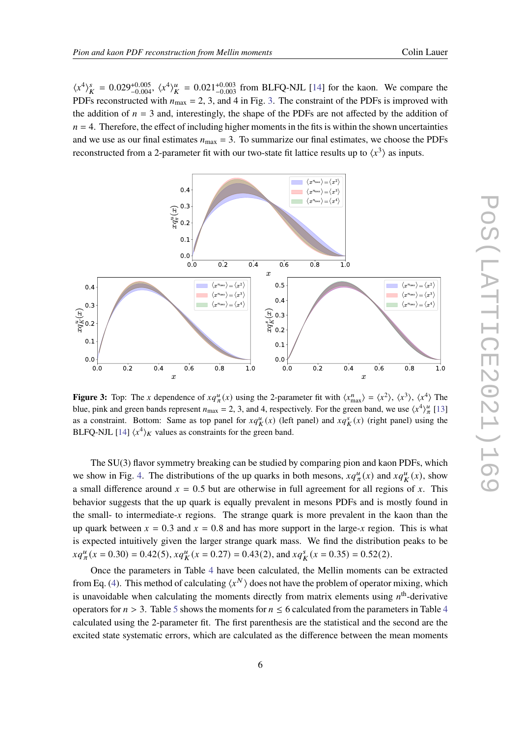$\langle x^4 \rangle_K^s = 0.029^{+0.005}_{-0.004}$, $\langle x^4 \rangle_K^u = 0.021^{+0.003}_{-0.003}$ from BLFQ-NJL [14] for the kaon. We compare the PDFs reconstructed with $n_{\max} = 2$, 3, and 4 in Fig. 3. The constraint of the PDFs is improved with the addition of $n = 3$ and, interestingly, the shape of the PDFs are not affected by the addition of $n = 4$. Therefore, the effect of including higher moments in the fits is within the shown uncertainties and we use as our final estimates $n_{\max} = 3$. To summarize our final estimates, we choose the PDFs reconstructed from a 2-parameter fit with our two-state fit lattice results up to $\langle x^3 \rangle$ as inputs.

**Figure 3:** Top: The $x$ dependence of $xq_\pi^u(x)$ using the 2-parameter fit with $\langle x^n_{\max} \rangle = \langle x^2 \rangle$, $\langle x^3 \rangle$, $\langle x^4 \rangle$ The blue, pink and green bands represent $n_{\max} = 2$, 3, and 4, respectively. For the green band, we use $\langle x^4 \rangle_\pi^u$ [13] as a constraint. Bottom: Same as top panel for $xq_K^u(x)$ (left panel) and $xq_K^s(x)$ (right panel) using the BLFQ-NJL [14] $\langle x^4 \rangle_K$ values as constraints for the green band.

The SU(3) flavor symmetry breaking can be studied by comparing pion and kaon PDFs, which we show in Fig. 4. The distributions of the up quarks in both mesons, $xq_\pi^u(x)$ and $xq_K^u(x)$, show a small difference around $x = 0.5$ but are otherwise in full agreement for all regions of $x$. This behavior suggests that the up quark is equally prevalent in mesons PDFs and is mostly found in the small- to intermediate-$x$ regions. The strange quark is more prevalent in the kaon than the up quark between $x = 0.3$ and $x = 0.8$ and has more support in the large-$x$ region. This is what is expected intuitively given the larger strange quark mass. We find the distribution peaks to be $xq_\pi^u(x = 0.30) = 0.42(5)$, $xq_K^u(x = 0.27) = 0.43(2)$, and $xq_K^s(x = 0.35) = 0.52(2)$.

Once the parameters in Table 4 have been calculated, the Mellin moments can be extracted from Eq. (4). This method of calculating $\langle x^N \rangle$ does not have the problem of operator mixing, which is unavoidable when calculating the moments directly from matrix elements using $n^{\text{th}}$-derivative operators for $n > 3$. Table 5 shows the moments for $n \leq 6$ calculated from the parameters in Table 4 calculated using the 2-parameter fit. The first parenthesis are the statistical and the second are the excited state systematic errors, which are calculated as the difference between the mean moments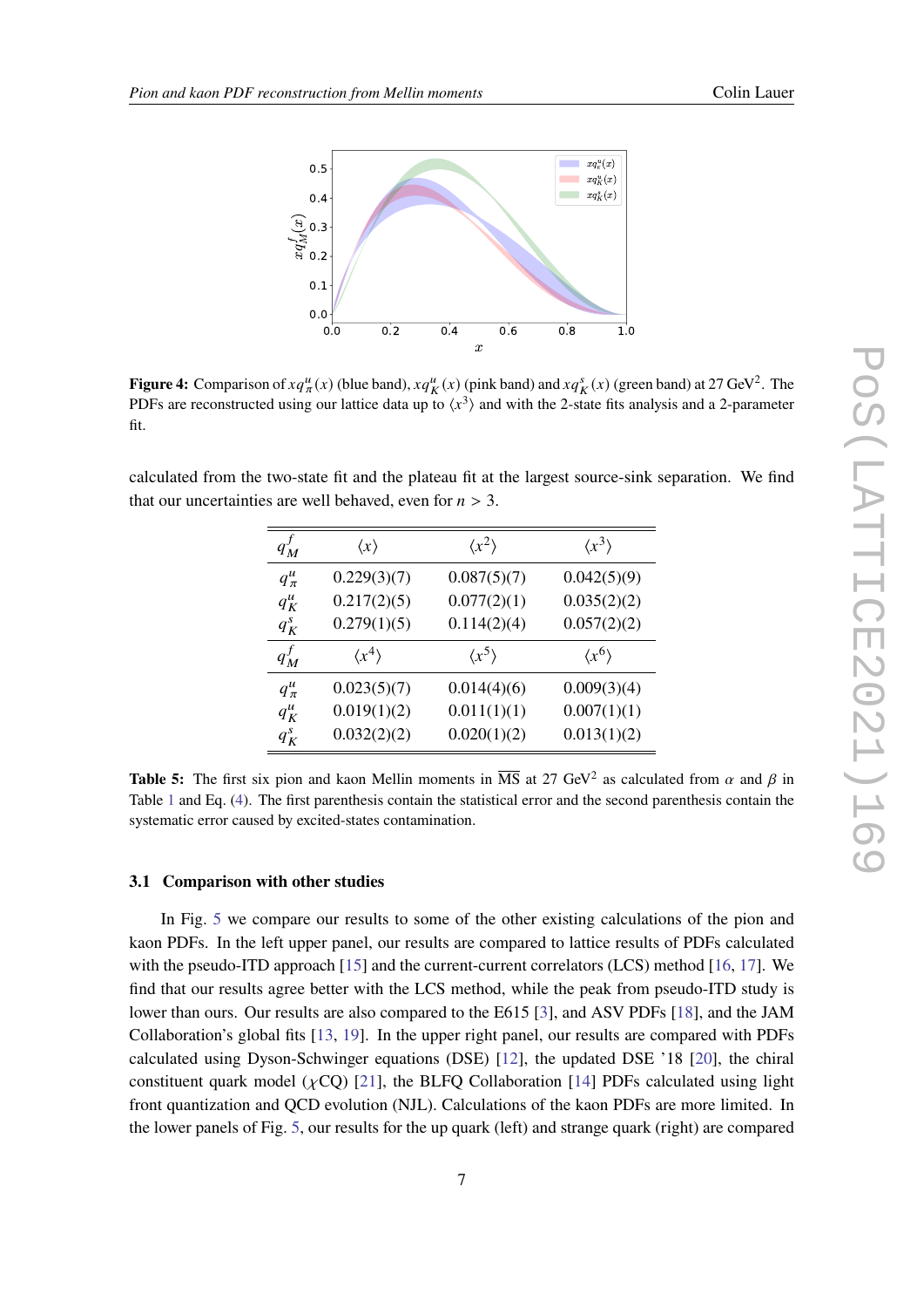Figure 4: Comparison of $xq_\pi^u(x)$ (blue band), $xq_K^u(x)$ (pink band) and $xq_K^s(x)$ (green band) at 27 GeV$^2$. The PDFs are reconstructed using our lattice data up to $\langle x^3 \rangle$ and with the 2-state fits analysis and a 2-parameter fit.

calculated from the two-state fit and the plateau fit at the largest source-sink separation. We find that our uncertainties are well behaved, even for $n > 3$.

| $q_M^f$ | $\langle x \rangle$ | $\langle x^2 \rangle$ | $\langle x^3 \rangle$ |
|---|---|---|---|
| $q_\pi^u$ | 0.229(3)(7) | 0.087(5)(7) | 0.042(5)(9) |
| $q_K^u$ | 0.217(2)(5) | 0.077(2)(1) | 0.035(2)(2) |
| $q_K^s$ | 0.279(1)(5) | 0.114(2)(4) | 0.057(2)(2) |
| $q_M^f$ | $\langle x^4 \rangle$ | $\langle x^5 \rangle$ | $\langle x^6 \rangle$ |
| $q_\pi^u$ | 0.023(5)(7) | 0.014(4)(6) | 0.009(3)(4) |
| $q_K^u$ | 0.019(1)(2) | 0.011(1)(1) | 0.007(1)(1) |
| $q_K^s$ | 0.032(2)(2) | 0.020(1)(2) | 0.013(1)(2) |

**Table 5:** The first six pion and kaon Mellin moments in $\overline{\text{MS}}$ at 27 GeV$^2$ as calculated from $\alpha$ and $\beta$ in Table 1 and Eq. (4). The first parenthesis contain the statistical error and the second parenthesis contain the systematic error caused by excited-states contamination.

### 3.1 Comparison with other studies

In Fig. 5 we compare our results to some of the other existing calculations of the pion and kaon PDFs. In the left upper panel, our results are compared to lattice results of PDFs calculated with the pseudo-ITD approach [15] and the current-current correlators (LCS) method [16, 17]. We find that our results agree better with the LCS method, while the peak from pseudo-ITD study is lower than ours. Our results are also compared to the E615 [3], and ASV PDFs [18], and the JAM Collaboration's global fits [13, 19]. In the upper right panel, our results are compared with PDFs calculated using Dyson-Schwinger equations (DSE) [12], the updated DSE '18 [20], the chiral constituent quark model ($\chi$CQ) [21], the BLFQ Collaboration [14] PDFs calculated using light front quantization and QCD evolution (NJL). Calculations of the kaon PDFs are more limited. In the lower panels of Fig. 5, our results for the up quark (left) and strange quark (right) are compared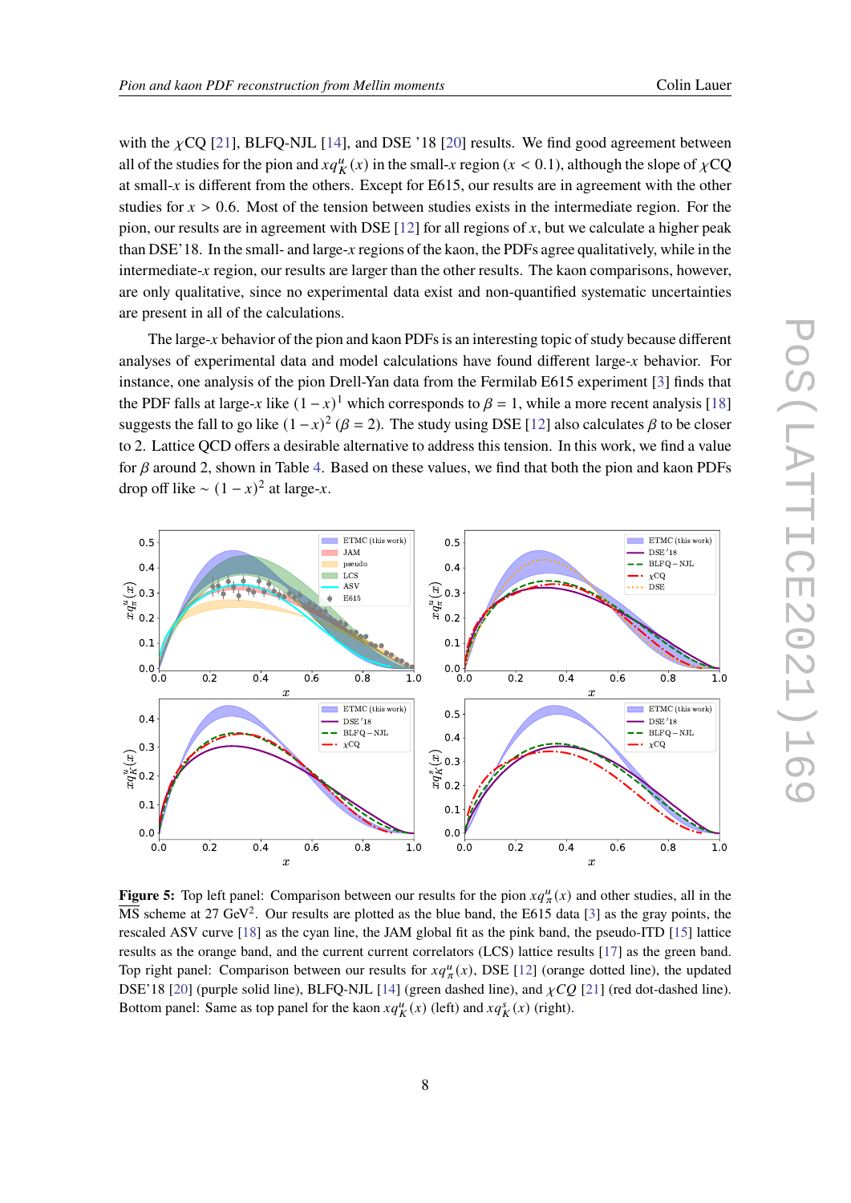with the $\chi$CQ [21], BLFQ-NJL [14], and DSE '18 [20] results. We find good agreement between all of the studies for the pion and $xq_K^u(x)$ in the small-$x$ region ($x < 0.1$), although the slope of $\chi$CQ at small-$x$ is different from the others. Except for E615, our results are in agreement with the other studies for $x > 0.6$. Most of the tension between studies exists in the intermediate region. For the pion, our results are in agreement with DSE [12] for all regions of $x$, but we calculate a higher peak than DSE'18. In the small- and large-$x$ regions of the kaon, the PDFs agree qualitatively, while in the intermediate-$x$ region, our results are larger than the other results. The kaon comparisons, however, are only qualitative, since no experimental data exist and non-quantified systematic uncertainties are present in all of the calculations.

The large-$x$ behavior of the pion and kaon PDFs is an interesting topic of study because different analyses of experimental data and model calculations have found different large-$x$ behavior. For instance, one analysis of the pion Drell-Yan data from the Fermilab E615 experiment [3] finds that the PDF falls at large-$x$ like $(1-x)^1$ which corresponds to $\beta = 1$, while a more recent analysis [18] suggests the fall to go like $(1-x)^2$ ($\beta = 2$). The study using DSE [12] also calculates $\beta$ to be closer to 2. Lattice QCD offers a desirable alternative to address this tension. In this work, we find a value for $\beta$ around 2, shown in Table 4. Based on these values, we find that both the pion and kaon PDFs drop off like $\sim (1-x)^2$ at large-$x$.

**Figure 5:** Top left panel: Comparison between our results for the pion $xq_\pi^u(x)$ and other studies, all in the $\overline{\text{MS}}$ scheme at 27 GeV$^2$. Our results are plotted as the blue band, the E615 data [3] as the gray points, the rescaled ASV curve [18] as the cyan line, the JAM global fit as the pink band, the pseudo-ITD [15] lattice results as the orange band, and the current current correlators (LCS) lattice results [17] as the green band. Top right panel: Comparison between our results for $xq_\pi^u(x)$, DSE [12] (orange dotted line), the updated DSE'18 [20] (purple solid line), BLFQ-NJL [14] (green dashed line), and $\chi CQ$ [21] (red dot-dashed line). Bottom panel: Same as top panel for the kaon $xq_K^u(x)$ (left) and $xq_K^s(x)$ (right).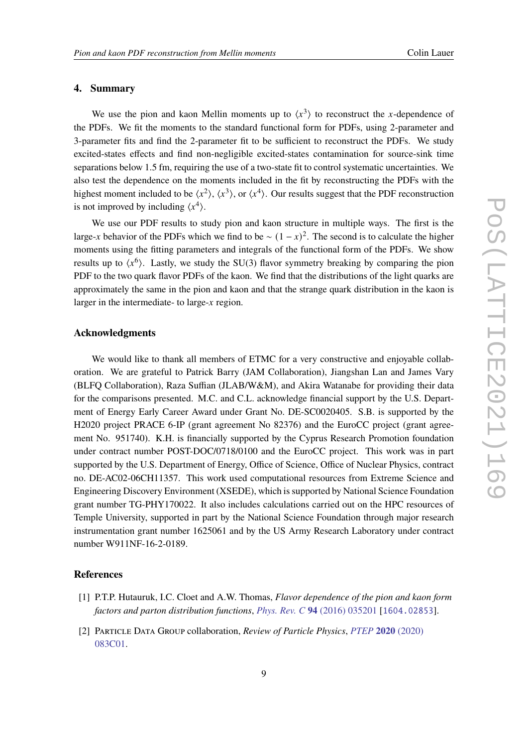## 4. Summary

We use the pion and kaon Mellin moments up to $\langle x^3 \rangle$ to reconstruct the $x$-dependence of the PDFs. We fit the moments to the standard functional form for PDFs, using 2-parameter and 3-parameter fits and find the 2-parameter fit to be sufficient to reconstruct the PDFs. We study excited-states effects and find non-negligible excited-states contamination for source-sink time separations below 1.5 fm, requiring the use of a two-state fit to control systematic uncertainties. We also test the dependence on the moments included in the fit by reconstructing the PDFs with the highest moment included to be $\langle x^2 \rangle$, $\langle x^3 \rangle$, or $\langle x^4 \rangle$. Our results suggest that the PDF reconstruction is not improved by including $\langle x^4 \rangle$.

We use our PDF results to study pion and kaon structure in multiple ways. The first is the large-$x$ behavior of the PDFs which we find to be $\sim (1-x)^2$. The second is to calculate the higher moments using the fitting parameters and integrals of the functional form of the PDFs. We show results up to $\langle x^6 \rangle$. Lastly, we study the SU(3) flavor symmetry breaking by comparing the pion PDF to the two quark flavor PDFs of the kaon. We find that the distributions of the light quarks are approximately the same in the pion and kaon and that the strange quark distribution in the kaon is larger in the intermediate- to large-$x$ region.

### Acknowledgments

We would like to thank all members of ETMC for a very constructive and enjoyable collaboration. We are grateful to Patrick Barry (JAM Collaboration), Jiangshan Lan and James Vary (BLFQ Collaboration), Raza Suffian (JLAB/W&M), and Akira Watanabe for providing their data for the comparisons presented. M.C. and C.L. acknowledge financial support by the U.S. Department of Energy Early Career Award under Grant No. DE-SC0020405. S.B. is supported by the H2020 project PRACE 6-IP (grant agreement No 82376) and the EuroCC project (grant agreement No. 951740). K.H. is financially supported by the Cyprus Research Promotion foundation under contract number POST-DOC/0718/0100 and the EuroCC project. This work was in part supported by the U.S. Department of Energy, Office of Science, Office of Nuclear Physics, contract no. DE-AC02-06CH11357. This work used computational resources from Extreme Science and Engineering Discovery Environment (XSEDE), which is supported by National Science Foundation grant number TG-PHY170022. It also includes calculations carried out on the HPC resources of Temple University, supported in part by the National Science Foundation through major research instrumentation grant number 1625061 and by the US Army Research Laboratory under contract number W911NF-16-2-0189.

### References

[1] P.T.P. Hutauruk, I.C. Cloet and A.W. Thomas, *Flavor dependence of the pion and kaon form factors and parton distribution functions*, *Phys. Rev. C* **94** (2016) 035201 [1604.02853].

[2] Particle Data Group collaboration, *Review of Particle Physics*, *PTEP* **2020** (2020) 083C01.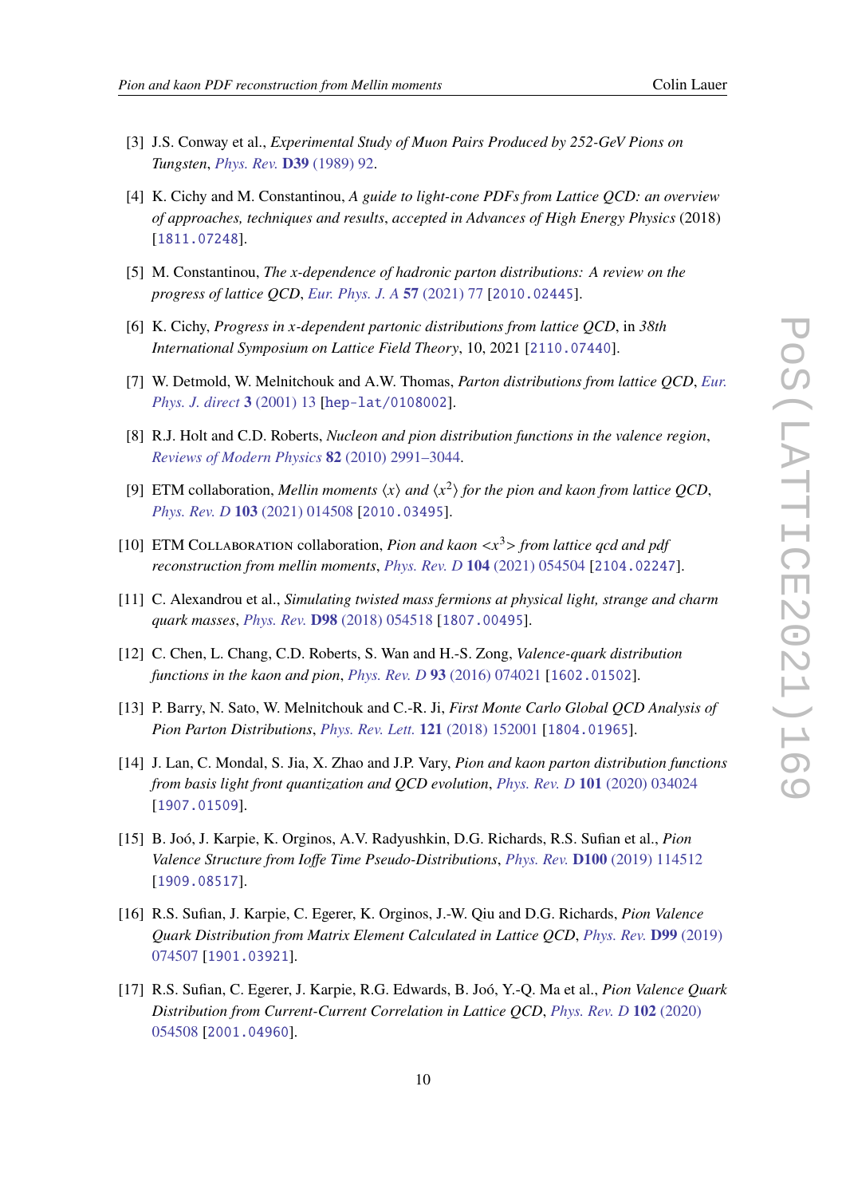[3] J.S. Conway et al., *Experimental Study of Muon Pairs Produced by 252-GeV Pions on Tungsten*, *Phys. Rev.* **D39** (1989) 92.

[4] K. Cichy and M. Constantinou, *A guide to light-cone PDFs from Lattice QCD: an overview of approaches, techniques and results*, *accepted in Advances of High Energy Physics* (2018) [1811.07248].

[5] M. Constantinou, *The x-dependence of hadronic parton distributions: A review on the progress of lattice QCD*, *Eur. Phys. J. A* **57** (2021) 77 [2010.02445].

[6] K. Cichy, *Progress in x-dependent partonic distributions from lattice QCD*, in *38th International Symposium on Lattice Field Theory*, 10, 2021 [2110.07440].

[7] W. Detmold, W. Melnitchouk and A.W. Thomas, *Parton distributions from lattice QCD*, *Eur. Phys. J. direct* **3** (2001) 13 [hep-lat/0108002].

[8] R.J. Holt and C.D. Roberts, *Nucleon and pion distribution functions in the valence region*, *Reviews of Modern Physics* **82** (2010) 2991–3044.

[9] ETM collaboration, *Mellin moments $\langle x \rangle$ and $\langle x^2 \rangle$ for the pion and kaon from lattice QCD*, *Phys. Rev. D* **103** (2021) 014508 [2010.03495].

[10] ETM Collaboration collaboration, *Pion and kaon $<x^3>$ from lattice qcd and pdf reconstruction from mellin moments*, *Phys. Rev. D* **104** (2021) 054504 [2104.02247].

[11] C. Alexandrou et al., *Simulating twisted mass fermions at physical light, strange and charm quark masses*, *Phys. Rev.* **D98** (2018) 054518 [1807.00495].

[12] C. Chen, L. Chang, C.D. Roberts, S. Wan and H.-S. Zong, *Valence-quark distribution functions in the kaon and pion*, *Phys. Rev. D* **93** (2016) 074021 [1602.01502].

[13] P. Barry, N. Sato, W. Melnitchouk and C.-R. Ji, *First Monte Carlo Global QCD Analysis of Pion Parton Distributions*, *Phys. Rev. Lett.* **121** (2018) 152001 [1804.01965].

[14] J. Lan, C. Mondal, S. Jia, X. Zhao and J.P. Vary, *Pion and kaon parton distribution functions from basis light front quantization and QCD evolution*, *Phys. Rev. D* **101** (2020) 034024 [1907.01509].

[15] B. Joó, J. Karpie, K. Orginos, A.V. Radyushkin, D.G. Richards, R.S. Sufian et al., *Pion Valence Structure from Ioffe Time Pseudo-Distributions*, *Phys. Rev.* **D100** (2019) 114512 [1909.08517].

[16] R.S. Sufian, J. Karpie, C. Egerer, K. Orginos, J.-W. Qiu and D.G. Richards, *Pion Valence Quark Distribution from Matrix Element Calculated in Lattice QCD*, *Phys. Rev.* **D99** (2019) 074507 [1901.03921].

[17] R.S. Sufian, C. Egerer, J. Karpie, R.G. Edwards, B. Joó, Y.-Q. Ma et al., *Pion Valence Quark Distribution from Current-Current Correlation in Lattice QCD*, *Phys. Rev. D* **102** (2020) 054508 [2001.04960].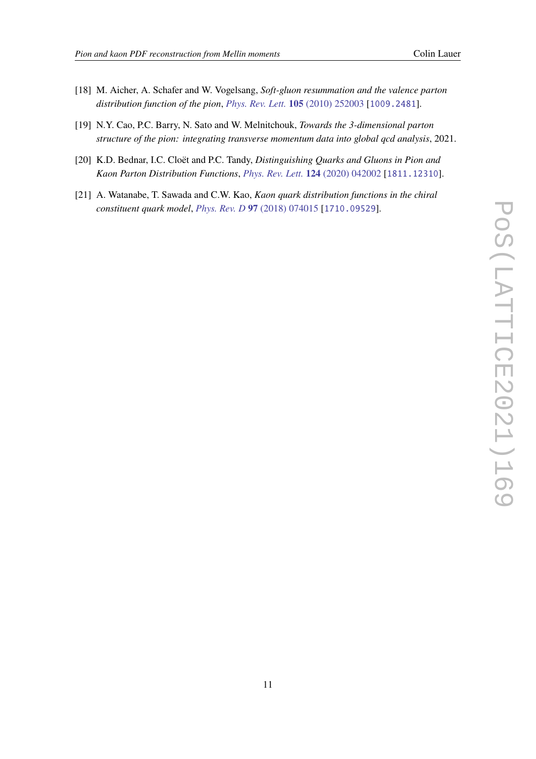[18] M. Aicher, A. Schafer and W. Vogelsang, *Soft-gluon resummation and the valence parton distribution function of the pion*, *Phys. Rev. Lett.* **105** (2010) 252003 [1009.2481].

[19] N.Y. Cao, P.C. Barry, N. Sato and W. Melnitchouk, *Towards the 3-dimensional parton structure of the pion: integrating transverse momentum data into global qcd analysis*, 2021.

[20] K.D. Bednar, I.C. Cloët and P.C. Tandy, *Distinguishing Quarks and Gluons in Pion and Kaon Parton Distribution Functions*, *Phys. Rev. Lett.* **124** (2020) 042002 [1811.12310].

[21] A. Watanabe, T. Sawada and C.W. Kao, *Kaon quark distribution functions in the chiral constituent quark model*, *Phys. Rev. D* **97** (2018) 074015 [1710.09529].